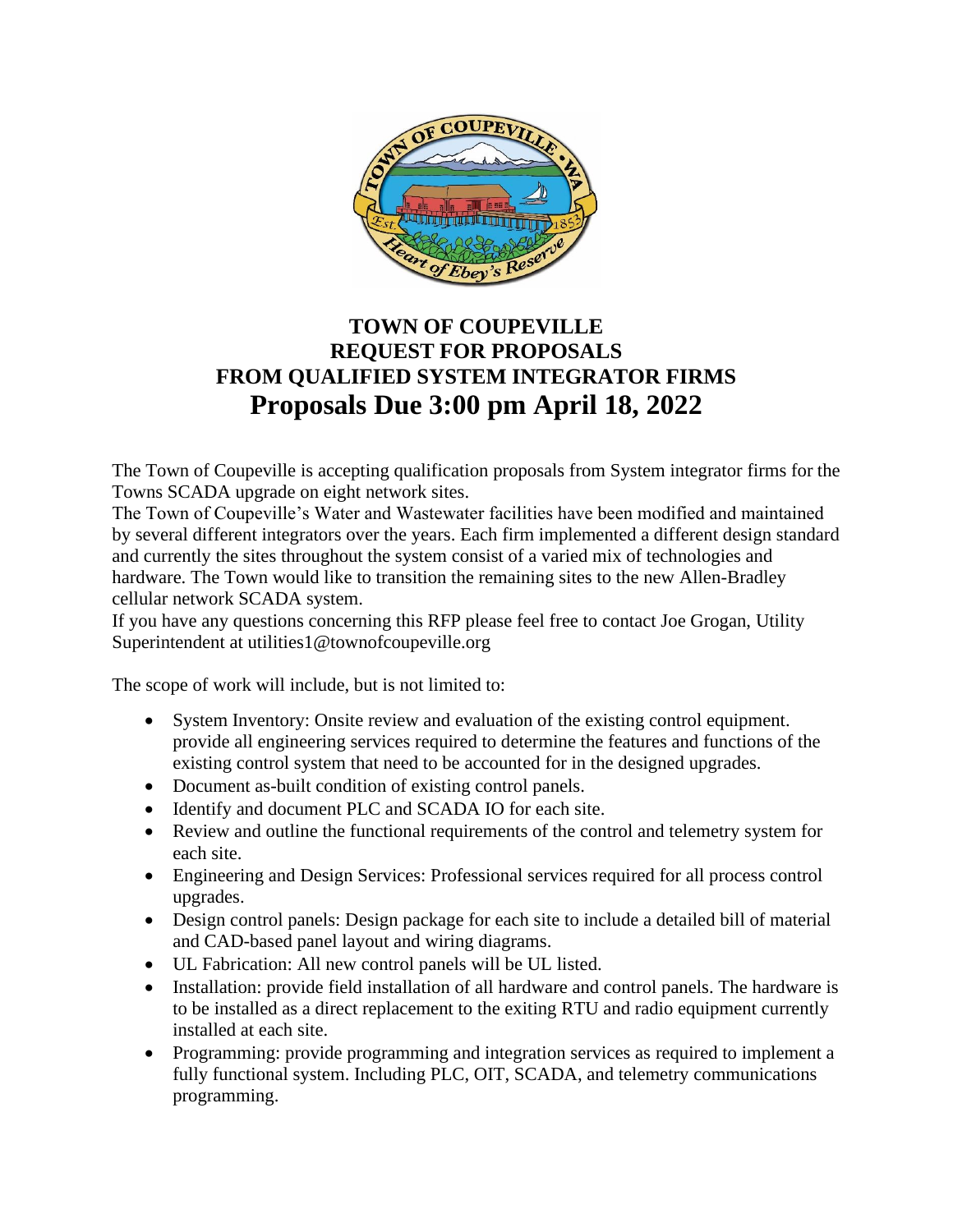# TOWN OF COUPEVILLE
# REQUEST FOR PROPOSALS
# FROM QUALIFIED SYSTEM INTEGRATOR FIRMS
# Proposals Due 3:00 pm April 18, 2022

The Town of Coupeville is accepting qualification proposals from System integrator firms for the Towns SCADA upgrade on eight network sites.

The Town of Coupeville's Water and Wastewater facilities have been modified and maintained by several different integrators over the years. Each firm implemented a different design standard and currently the sites throughout the system consist of a varied mix of technologies and hardware. The Town would like to transition the remaining sites to the new Allen-Bradley cellular network SCADA system.

If you have any questions concerning this RFP please feel free to contact Joe Grogan, Utility Superintendent at utilities1@townofcoupeville.org

The scope of work will include, but is not limited to:

- System Inventory: Onsite review and evaluation of the existing control equipment. provide all engineering services required to determine the features and functions of the existing control system that need to be accounted for in the designed upgrades.
- Document as-built condition of existing control panels.
- Identify and document PLC and SCADA IO for each site.
- Review and outline the functional requirements of the control and telemetry system for each site.
- Engineering and Design Services: Professional services required for all process control upgrades.
- Design control panels: Design package for each site to include a detailed bill of material and CAD-based panel layout and wiring diagrams.
- UL Fabrication: All new control panels will be UL listed.
- Installation: provide field installation of all hardware and control panels. The hardware is to be installed as a direct replacement to the exiting RTU and radio equipment currently installed at each site.
- Programming: provide programming and integration services as required to implement a fully functional system. Including PLC, OIT, SCADA, and telemetry communications programming.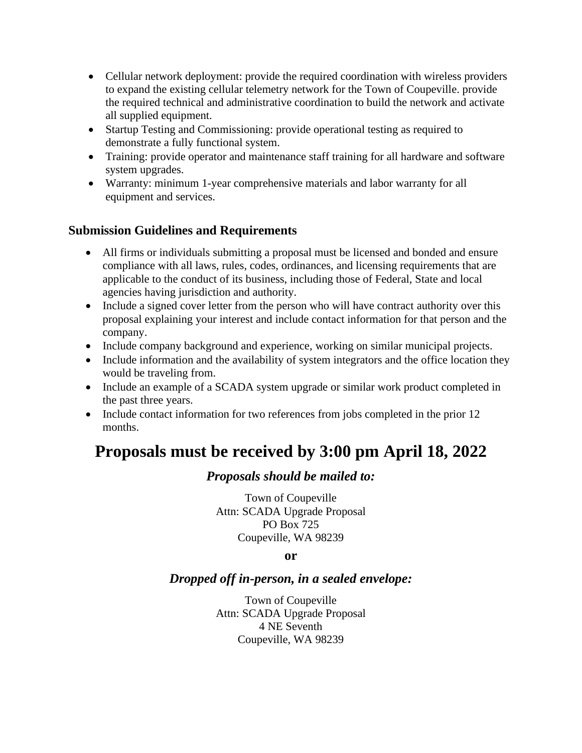- Cellular network deployment: provide the required coordination with wireless providers to expand the existing cellular telemetry network for the Town of Coupeville. provide the required technical and administrative coordination to build the network and activate all supplied equipment.
- Startup Testing and Commissioning: provide operational testing as required to demonstrate a fully functional system.
- Training: provide operator and maintenance staff training for all hardware and software system upgrades.
- Warranty: minimum 1-year comprehensive materials and labor warranty for all equipment and services.

### Submission Guidelines and Requirements

- All firms or individuals submitting a proposal must be licensed and bonded and ensure compliance with all laws, rules, codes, ordinances, and licensing requirements that are applicable to the conduct of its business, including those of Federal, State and local agencies having jurisdiction and authority.
- Include a signed cover letter from the person who will have contract authority over this proposal explaining your interest and include contact information for that person and the company.
- Include company background and experience, working on similar municipal projects.
- Include information and the availability of system integrators and the office location they would be traveling from.
- Include an example of a SCADA system upgrade or similar work product completed in the past three years.
- Include contact information for two references from jobs completed in the prior 12 months.

# Proposals must be received by 3:00 pm April 18, 2022

### *Proposals should be mailed to:*

Town of Coupeville
Attn: SCADA Upgrade Proposal
PO Box 725
Coupeville, WA 98239

**or**

### *Dropped off in-person, in a sealed envelope:*

Town of Coupeville
Attn: SCADA Upgrade Proposal
4 NE Seventh
Coupeville, WA 98239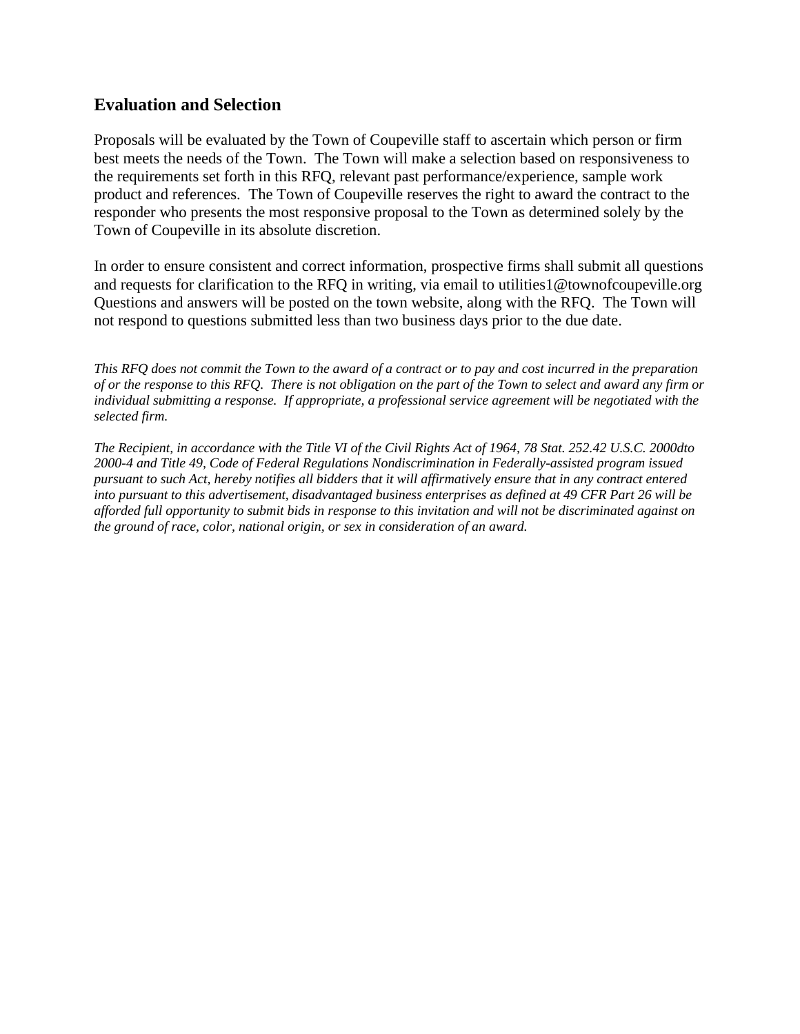## Evaluation and Selection

Proposals will be evaluated by the Town of Coupeville staff to ascertain which person or firm best meets the needs of the Town. The Town will make a selection based on responsiveness to the requirements set forth in this RFQ, relevant past performance/experience, sample work product and references. The Town of Coupeville reserves the right to award the contract to the responder who presents the most responsive proposal to the Town as determined solely by the Town of Coupeville in its absolute discretion.

In order to ensure consistent and correct information, prospective firms shall submit all questions and requests for clarification to the RFQ in writing, via email to utilities1@townofcoupeville.org Questions and answers will be posted on the town website, along with the RFQ. The Town will not respond to questions submitted less than two business days prior to the due date.

*This RFQ does not commit the Town to the award of a contract or to pay and cost incurred in the preparation of or the response to this RFQ. There is not obligation on the part of the Town to select and award any firm or individual submitting a response. If appropriate, a professional service agreement will be negotiated with the selected firm.*

*The Recipient, in accordance with the Title VI of the Civil Rights Act of 1964, 78 Stat. 252.42 U.S.C. 2000dto 2000-4 and Title 49, Code of Federal Regulations Nondiscrimination in Federally-assisted program issued pursuant to such Act, hereby notifies all bidders that it will affirmatively ensure that in any contract entered into pursuant to this advertisement, disadvantaged business enterprises as defined at 49 CFR Part 26 will be afforded full opportunity to submit bids in response to this invitation and will not be discriminated against on the ground of race, color, national origin, or sex in consideration of an award.*